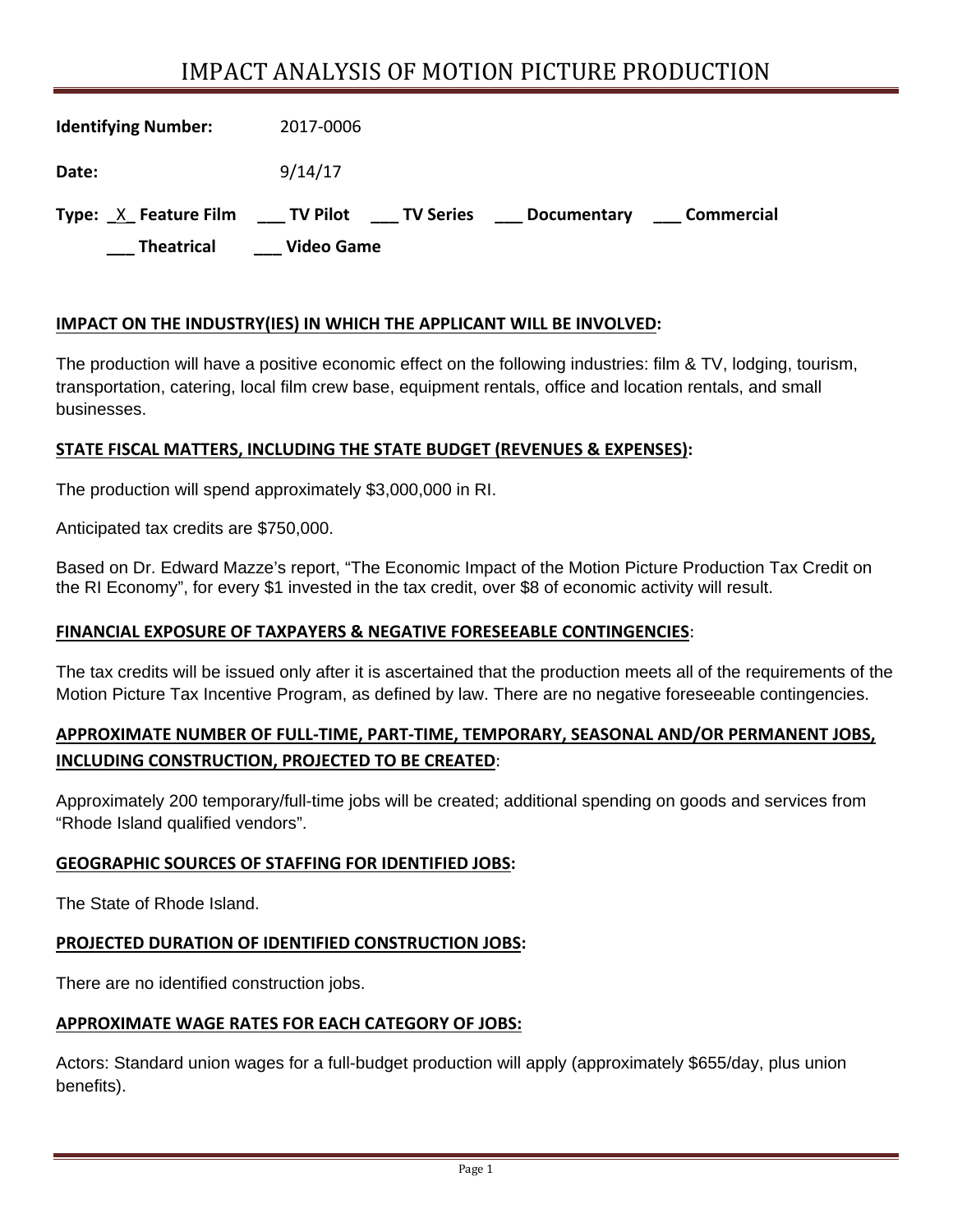# IMPACT ANALYSIS OF MOTION PICTURE PRODUCTION

**Identifying Number:** 2017-0006

**Date:** 9/14/17

**Type:** _X_ **Feature Film** ___ **TV Pilot** ___ **TV Series** ___ **Documentary** ___ **Commercial**

___ **Theatrical** ___ **Video Game**

**IMPACT ON THE INDUSTRY(IES) IN WHICH THE APPLICANT WILL BE INVOLVED:**

The production will have a positive economic effect on the following industries: film & TV, lodging, tourism, transportation, catering, local film crew base, equipment rentals, office and location rentals, and small businesses.

**STATE FISCAL MATTERS, INCLUDING THE STATE BUDGET (REVENUES & EXPENSES):**

The production will spend approximately $3,000,000 in RI.

Anticipated tax credits are $750,000.

Based on Dr. Edward Mazze's report, "The Economic Impact of the Motion Picture Production Tax Credit on the RI Economy", for every $1 invested in the tax credit, over $8 of economic activity will result.

**FINANCIAL EXPOSURE OF TAXPAYERS & NEGATIVE FORESEEABLE CONTINGENCIES:**

The tax credits will be issued only after it is ascertained that the production meets all of the requirements of the Motion Picture Tax Incentive Program, as defined by law. There are no negative foreseeable contingencies.

**APPROXIMATE NUMBER OF FULL-TIME, PART-TIME, TEMPORARY, SEASONAL AND/OR PERMANENT JOBS, INCLUDING CONSTRUCTION, PROJECTED TO BE CREATED:**

Approximately 200 temporary/full-time jobs will be created; additional spending on goods and services from "Rhode Island qualified vendors".

**GEOGRAPHIC SOURCES OF STAFFING FOR IDENTIFIED JOBS:**

The State of Rhode Island.

**PROJECTED DURATION OF IDENTIFIED CONSTRUCTION JOBS:**

There are no identified construction jobs.

**APPROXIMATE WAGE RATES FOR EACH CATEGORY OF JOBS:**

Actors: Standard union wages for a full-budget production will apply (approximately $655/day, plus union benefits).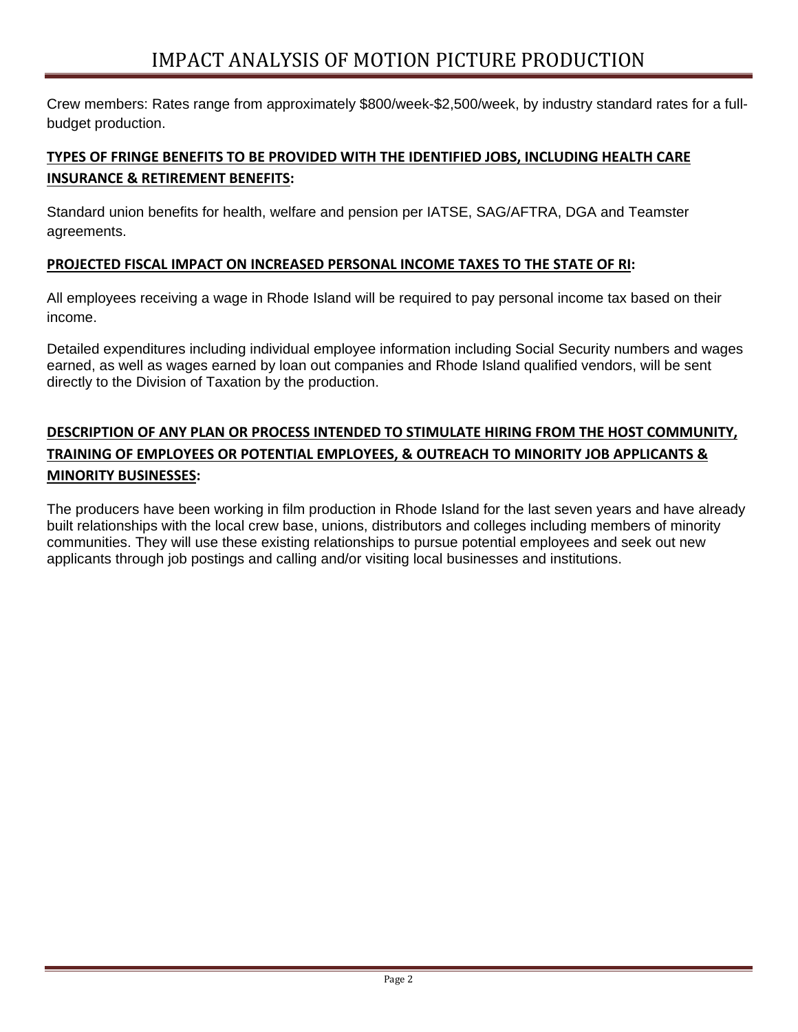Crew members: Rates range from approximately $800/week-$2,500/week, by industry standard rates for a full-budget production.

**TYPES OF FRINGE BENEFITS TO BE PROVIDED WITH THE IDENTIFIED JOBS, INCLUDING HEALTH CARE INSURANCE & RETIREMENT BENEFITS:**

Standard union benefits for health, welfare and pension per IATSE, SAG/AFTRA, DGA and Teamster agreements.

**PROJECTED FISCAL IMPACT ON INCREASED PERSONAL INCOME TAXES TO THE STATE OF RI:**

All employees receiving a wage in Rhode Island will be required to pay personal income tax based on their income.

Detailed expenditures including individual employee information including Social Security numbers and wages earned, as well as wages earned by loan out companies and Rhode Island qualified vendors, will be sent directly to the Division of Taxation by the production.

**DESCRIPTION OF ANY PLAN OR PROCESS INTENDED TO STIMULATE HIRING FROM THE HOST COMMUNITY, TRAINING OF EMPLOYEES OR POTENTIAL EMPLOYEES, & OUTREACH TO MINORITY JOB APPLICANTS & MINORITY BUSINESSES:**

The producers have been working in film production in Rhode Island for the last seven years and have already built relationships with the local crew base, unions, distributors and colleges including members of minority communities. They will use these existing relationships to pursue potential employees and seek out new applicants through job postings and calling and/or visiting local businesses and institutions.